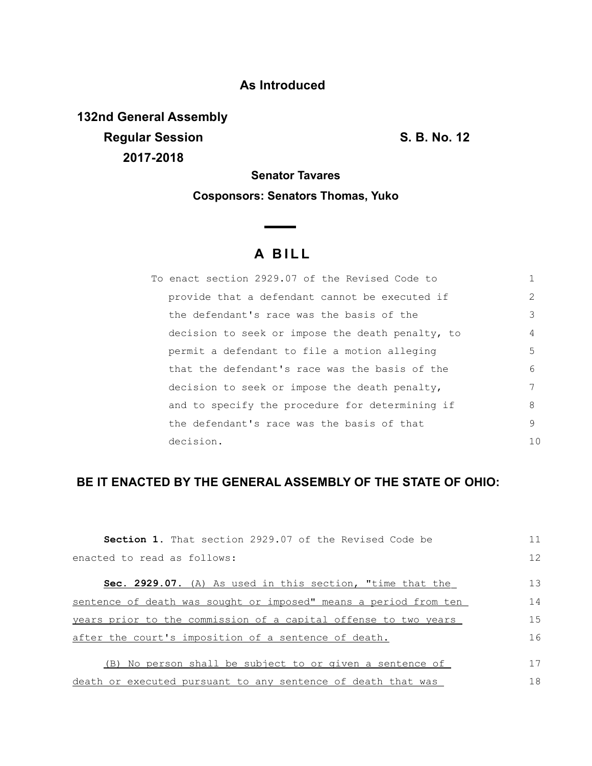**As Introduced**

**132nd General Assembly**
**Regular Session** **S. B. No. 12**
**2017-2018**

**Senator Tavares**

**Cosponsors: Senators Thomas, Yuko**

# A BILL

To enact section 2929.07 of the Revised Code to provide that a defendant cannot be executed if the defendant's race was the basis of the decision to seek or impose the death penalty, to permit a defendant to file a motion alleging that the defendant's race was the basis of the decision to seek or impose the death penalty, and to specify the procedure for determining if the defendant's race was the basis of that decision.

**BE IT ENACTED BY THE GENERAL ASSEMBLY OF THE STATE OF OHIO:**

**Section 1.** That section 2929.07 of the Revised Code be enacted to read as follows:

**Sec. 2929.07.** (A) As used in this section, "time that the sentence of death was sought or imposed" means a period from ten years prior to the commission of a capital offense to two years after the court's imposition of a sentence of death.

(B) No person shall be subject to or given a sentence of death or executed pursuant to any sentence of death that was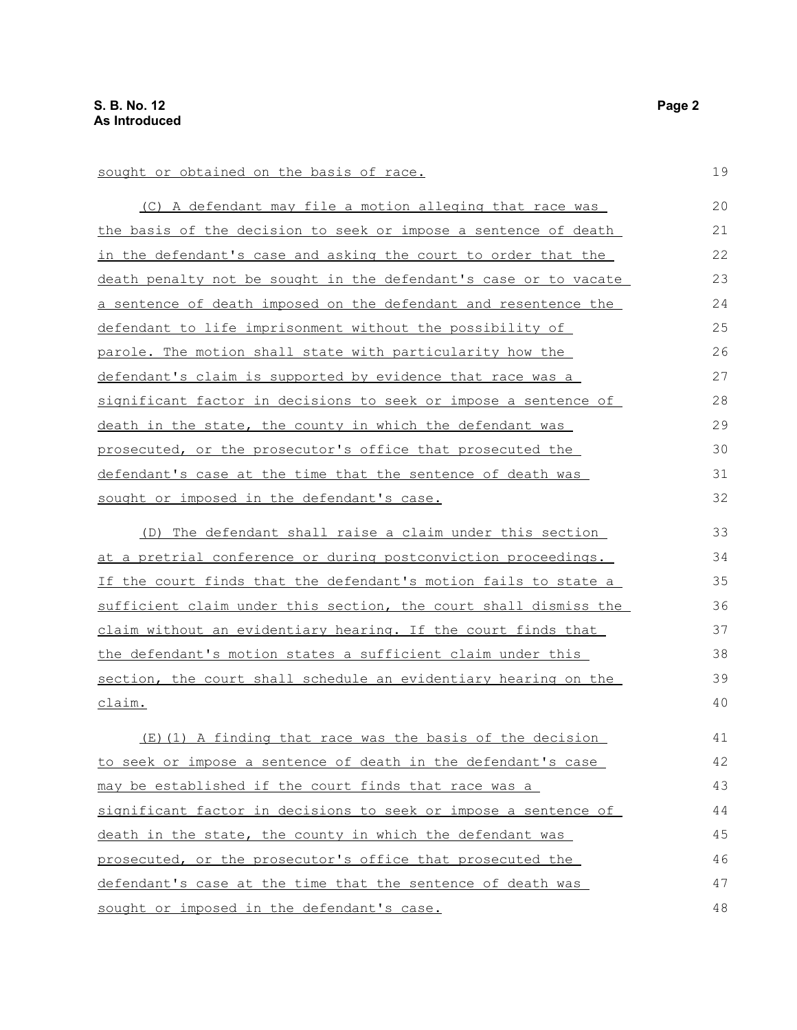sought or obtained on the basis of race.

(C) A defendant may file a motion alleging that race was the basis of the decision to seek or impose a sentence of death in the defendant's case and asking the court to order that the death penalty not be sought in the defendant's case or to vacate a sentence of death imposed on the defendant and resentence the defendant to life imprisonment without the possibility of parole. The motion shall state with particularity how the defendant's claim is supported by evidence that race was a significant factor in decisions to seek or impose a sentence of death in the state, the county in which the defendant was prosecuted, or the prosecutor's office that prosecuted the defendant's case at the time that the sentence of death was sought or imposed in the defendant's case.

(D) The defendant shall raise a claim under this section at a pretrial conference or during postconviction proceedings. If the court finds that the defendant's motion fails to state a sufficient claim under this section, the court shall dismiss the claim without an evidentiary hearing. If the court finds that the defendant's motion states a sufficient claim under this section, the court shall schedule an evidentiary hearing on the claim.

(E)(1) A finding that race was the basis of the decision to seek or impose a sentence of death in the defendant's case may be established if the court finds that race was a significant factor in decisions to seek or impose a sentence of death in the state, the county in which the defendant was prosecuted, or the prosecutor's office that prosecuted the defendant's case at the time that the sentence of death was sought or imposed in the defendant's case.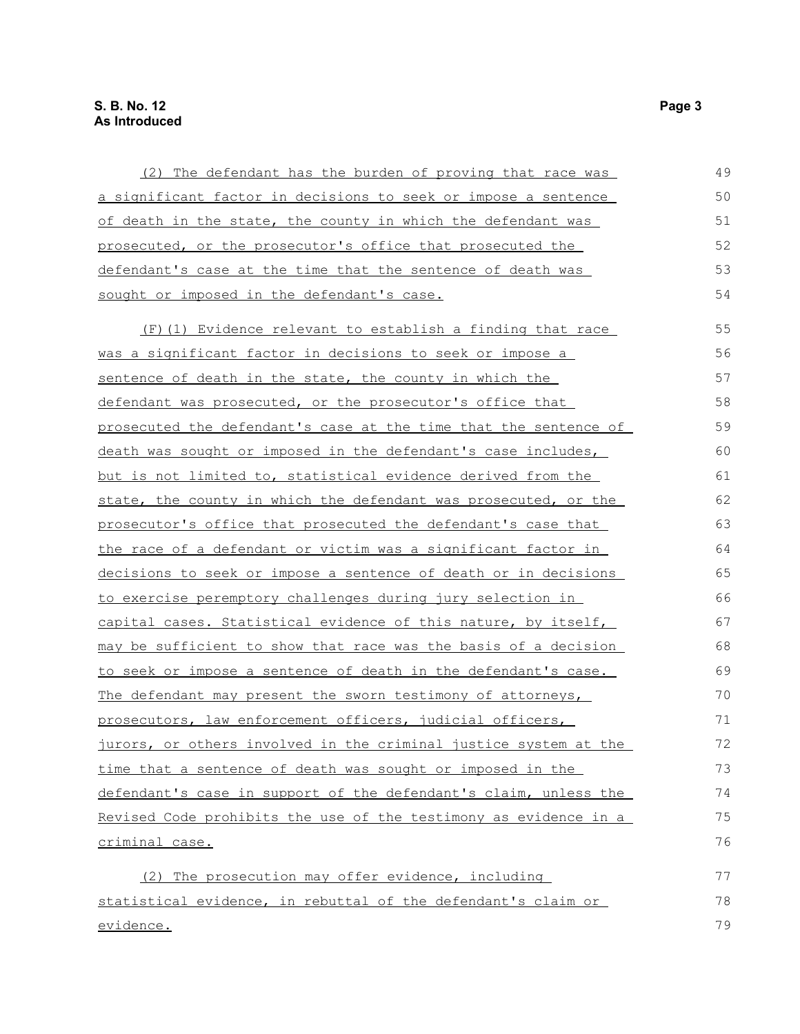(2) The defendant has the burden of proving that race was a significant factor in decisions to seek or impose a sentence of death in the state, the county in which the defendant was prosecuted, or the prosecutor's office that prosecuted the defendant's case at the time that the sentence of death was sought or imposed in the defendant's case.

(F)(1) Evidence relevant to establish a finding that race was a significant factor in decisions to seek or impose a sentence of death in the state, the county in which the defendant was prosecuted, or the prosecutor's office that prosecuted the defendant's case at the time that the sentence of death was sought or imposed in the defendant's case includes, but is not limited to, statistical evidence derived from the state, the county in which the defendant was prosecuted, or the prosecutor's office that prosecuted the defendant's case that the race of a defendant or victim was a significant factor in decisions to seek or impose a sentence of death or in decisions to exercise peremptory challenges during jury selection in capital cases. Statistical evidence of this nature, by itself, may be sufficient to show that race was the basis of a decision to seek or impose a sentence of death in the defendant's case. The defendant may present the sworn testimony of attorneys, prosecutors, law enforcement officers, judicial officers, jurors, or others involved in the criminal justice system at the time that a sentence of death was sought or imposed in the defendant's case in support of the defendant's claim, unless the Revised Code prohibits the use of the testimony as evidence in a criminal case.

(2) The prosecution may offer evidence, including statistical evidence, in rebuttal of the defendant's claim or evidence.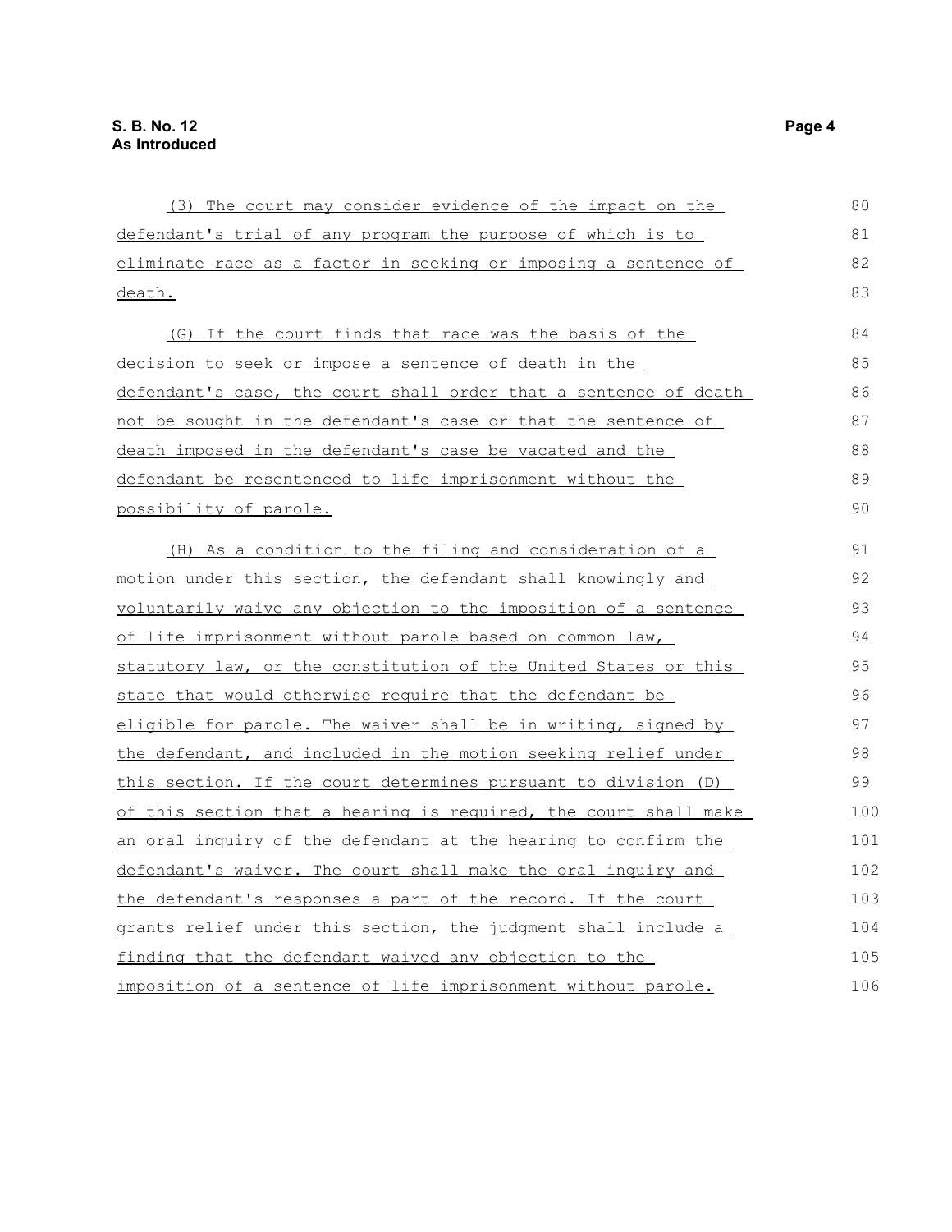(3) The court may consider evidence of the impact on the defendant's trial of any program the purpose of which is to eliminate race as a factor in seeking or imposing a sentence of death.

(G) If the court finds that race was the basis of the decision to seek or impose a sentence of death in the defendant's case, the court shall order that a sentence of death not be sought in the defendant's case or that the sentence of death imposed in the defendant's case be vacated and the defendant be resentenced to life imprisonment without the possibility of parole.

(H) As a condition to the filing and consideration of a motion under this section, the defendant shall knowingly and voluntarily waive any objection to the imposition of a sentence of life imprisonment without parole based on common law, statutory law, or the constitution of the United States or this state that would otherwise require that the defendant be eligible for parole. The waiver shall be in writing, signed by the defendant, and included in the motion seeking relief under this section. If the court determines pursuant to division (D) of this section that a hearing is required, the court shall make an oral inquiry of the defendant at the hearing to confirm the defendant's waiver. The court shall make the oral inquiry and the defendant's responses a part of the record. If the court grants relief under this section, the judgment shall include a finding that the defendant waived any objection to the imposition of a sentence of life imprisonment without parole.